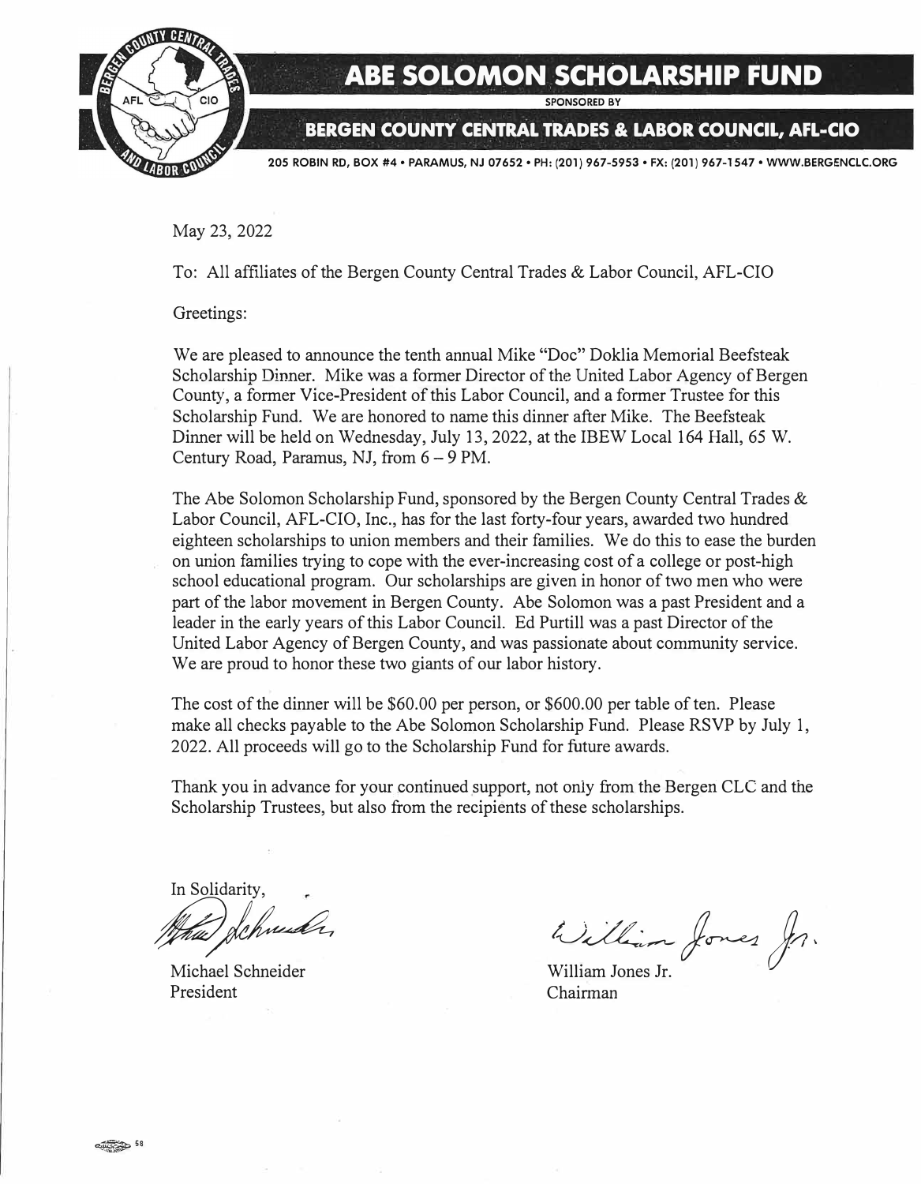# ABE SOLOMON SCHOLARSHIP FUND

SPONSORED BY

## BERGEN COUNTY CENTRAL TRADES & LABOR COUNCIL, AFL-CIO

205 ROBIN RD, BOX #4 • PARAMUS, NJ 07652 • PH: (201) 967-5953 • FX: (201) 967-1547 • WWW.BERGENCLC.ORG

May 23, 2022

To: All affiliates of the Bergen County Central Trades & Labor Council, AFL-CIO

Greetings:

We are pleased to announce the tenth annual Mike "Doc" Doklia Memorial Beefsteak Scholarship Dinner. Mike was a former Director of the United Labor Agency of Bergen County, a former Vice-President of this Labor Council, and a former Trustee for this Scholarship Fund. We are honored to name this dinner after Mike. The Beefsteak Dinner will be held on Wednesday, July 13, 2022, at the IBEW Local 164 Hall, 65 W. Century Road, Paramus, NJ, from 6 – 9 PM.

The Abe Solomon Scholarship Fund, sponsored by the Bergen County Central Trades & Labor Council, AFL-CIO, Inc., has for the last forty-four years, awarded two hundred eighteen scholarships to union members and their families. We do this to ease the burden on union families trying to cope with the ever-increasing cost of a college or post-high school educational program. Our scholarships are given in honor of two men who were part of the labor movement in Bergen County. Abe Solomon was a past President and a leader in the early years of this Labor Council. Ed Purtill was a past Director of the United Labor Agency of Bergen County, and was passionate about community service. We are proud to honor these two giants of our labor history.

The cost of the dinner will be $60.00 per person, or $600.00 per table of ten. Please make all checks payable to the Abe Solomon Scholarship Fund. Please RSVP by July 1, 2022. All proceeds will go to the Scholarship Fund for future awards.

Thank you in advance for your continued support, not only from the Bergen CLC and the Scholarship Trustees, but also from the recipients of these scholarships.

In Solidarity,

Michael Schneider
President

William Jones Jr.
Chairman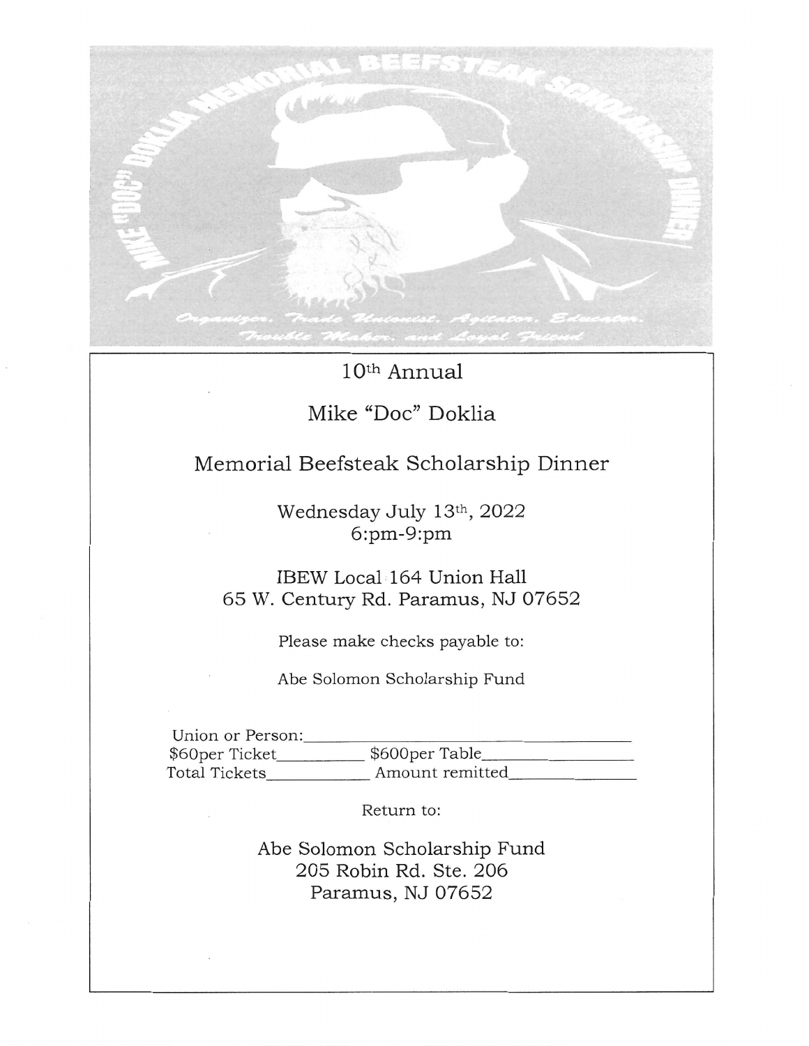MIKE "DOC" DOKLIA MEMORIAL BEEFSTEAK SCHOLARSHIP DINNER

*Organizer. Trade Unionist. Agitator. Educator. Trouble Maker. and Loyal Friend*

10th Annual

Mike "Doc" Doklia

Memorial Beefsteak Scholarship Dinner

Wednesday July 13th, 2022
6:pm-9:pm

IBEW Local 164 Union Hall
65 W. Century Rd. Paramus, NJ 07652

Please make checks payable to:

Abe Solomon Scholarship Fund

Union or Person:______________________________
$60per Ticket__________ $600per Table______________
Total Tickets____________ Amount remitted______________

Return to:

Abe Solomon Scholarship Fund
205 Robin Rd. Ste. 206
Paramus, NJ 07652